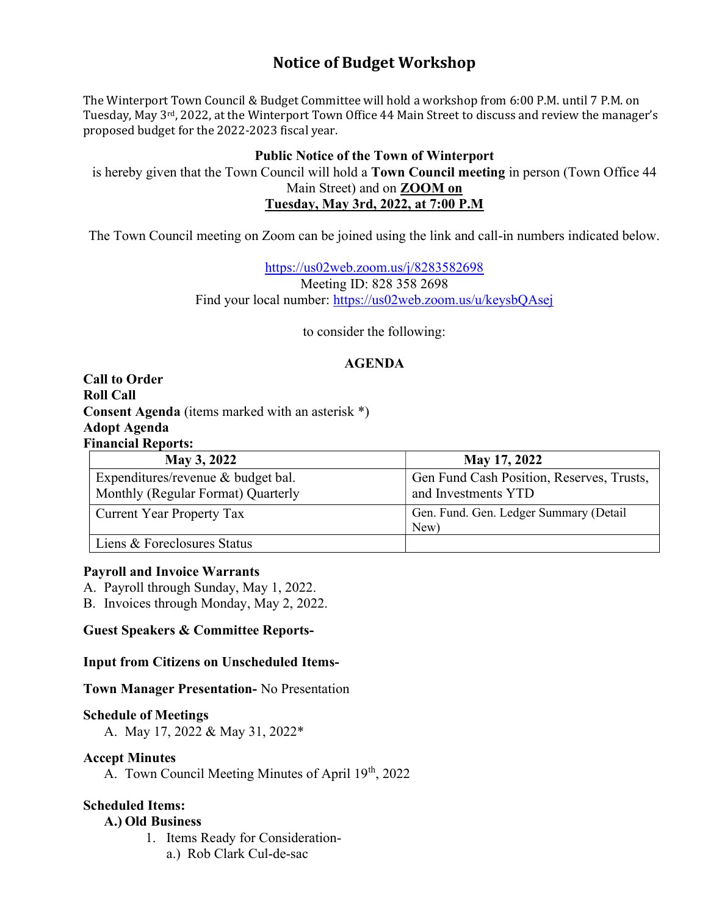# Notice of Budget Workshop

The Winterport Town Council & Budget Committee will hold a workshop from 6:00 P.M. until 7 P.M. on Tuesday, May 3rd, 2022, at the Winterport Town Office 44 Main Street to discuss and review the manager's proposed budget for the 2022-2023 fiscal year.

**Public Notice of the Town of Winterport**

is hereby given that the Town Council will hold a **Town Council meeting** in person (Town Office 44 Main Street) and on **ZOOM on**

**Tuesday, May 3rd, 2022, at 7:00 P.M**

The Town Council meeting on Zoom can be joined using the link and call-in numbers indicated below.

https://us02web.zoom.us/j/8283582698

Meeting ID: 828 358 2698

Find your local number: https://us02web.zoom.us/u/keysbQAsej

to consider the following:

## AGENDA

**Call to Order**

**Roll Call**

**Consent Agenda** (items marked with an asterisk *)

**Adopt Agenda**

**Financial Reports:**

| May 3, 2022 | May 17, 2022 |
|---|---|
| Expenditures/revenue & budget bal. Monthly (Regular Format) Quarterly | Gen Fund Cash Position, Reserves, Trusts, and Investments YTD |
| Current Year Property Tax | Gen. Fund. Gen. Ledger Summary (Detail New) |
| Liens & Foreclosures Status | |

**Payroll and Invoice Warrants**

A. Payroll through Sunday, May 1, 2022.
B. Invoices through Monday, May 2, 2022.

**Guest Speakers & Committee Reports-**

**Input from Citizens on Unscheduled Items-**

**Town Manager Presentation-** No Presentation

**Schedule of Meetings**

A. May 17, 2022 & May 31, 2022*

**Accept Minutes**

A. Town Council Meeting Minutes of April 19th, 2022

**Scheduled Items:**

**A.) Old Business**

1. Items Ready for Consideration-
   a.) Rob Clark Cul-de-sac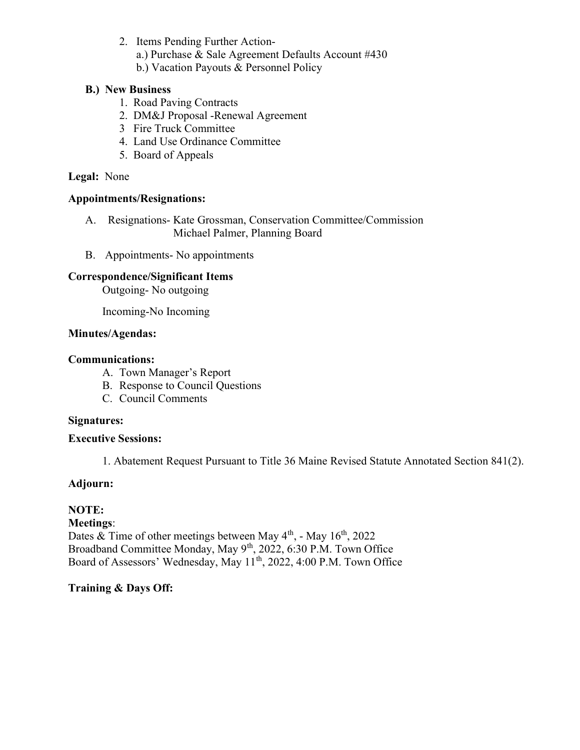2. Items Pending Further Action-
   a.) Purchase & Sale Agreement Defaults Account #430
   b.) Vacation Payouts & Personnel Policy

**B.) New Business**

1. Road Paving Contracts
2. DM&J Proposal -Renewal Agreement
3. Fire Truck Committee
4. Land Use Ordinance Committee
5. Board of Appeals

**Legal:** None

**Appointments/Resignations:**

A. Resignations- Kate Grossman, Conservation Committee/Commission
   Michael Palmer, Planning Board

B. Appointments- No appointments

**Correspondence/Significant Items**

Outgoing- No outgoing

Incoming-No Incoming

**Minutes/Agendas:**

**Communications:**

A. Town Manager's Report
B. Response to Council Questions
C. Council Comments

**Signatures:**

**Executive Sessions:**

1. Abatement Request Pursuant to Title 36 Maine Revised Statute Annotated Section 841(2).

**Adjourn:**

**NOTE:**

**Meetings**:
Dates & Time of other meetings between May 4th, - May 16th, 2022
Broadband Committee Monday, May 9th, 2022, 6:30 P.M. Town Office
Board of Assessors' Wednesday, May 11th, 2022, 4:00 P.M. Town Office

**Training & Days Off:**